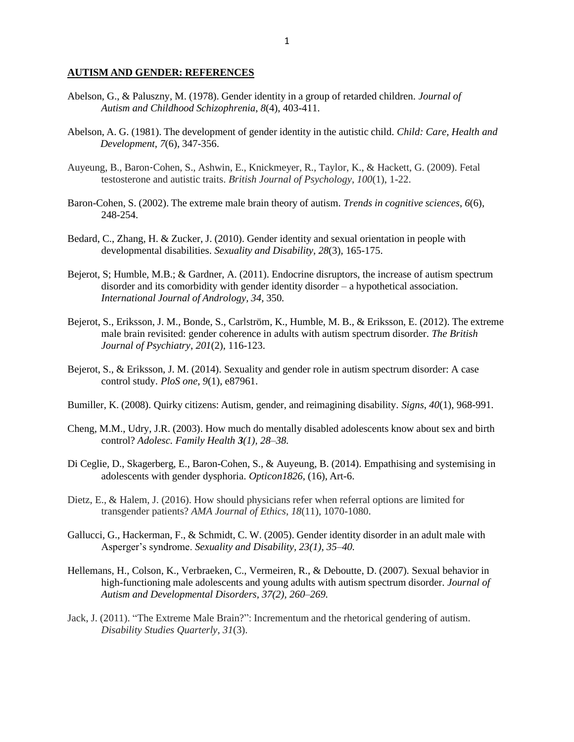**AUTISM AND GENDER: REFERENCES**

Abelson, G., & Paluszny, M. (1978). Gender identity in a group of retarded children. *Journal of Autism and Childhood Schizophrenia*, *8*(4), 403-411.

Abelson, A. G. (1981). The development of gender identity in the autistic child. *Child: Care, Health and Development*, *7*(6), 347-356.

Auyeung, B., Baron-Cohen, S., Ashwin, E., Knickmeyer, R., Taylor, K., & Hackett, G. (2009). Fetal testosterone and autistic traits. *British Journal of Psychology*, *100*(1), 1-22.

Baron-Cohen, S. (2002). The extreme male brain theory of autism. *Trends in cognitive sciences*, *6*(6), 248-254.

Bedard, C., Zhang, H. & Zucker, J. (2010). Gender identity and sexual orientation in people with developmental disabilities. *Sexuality and Disability, 28*(3), 165-175.

Bejerot, S; Humble, M.B.; & Gardner, A. (2011). Endocrine disruptors, the increase of autism spectrum disorder and its comorbidity with gender identity disorder – a hypothetical association. *International Journal of Andrology, 34,* 350*.*

Bejerot, S., Eriksson, J. M., Bonde, S., Carlström, K., Humble, M. B., & Eriksson, E. (2012). The extreme male brain revisited: gender coherence in adults with autism spectrum disorder. *The British Journal of Psychiatry*, *201*(2), 116-123.

Bejerot, S., & Eriksson, J. M. (2014). Sexuality and gender role in autism spectrum disorder: A case control study. *PloS one*, *9*(1), e87961.

Bumiller, K. (2008). Quirky citizens: Autism, gender, and reimagining disability. *Signs*, *40*(1), 968-991.

Cheng, M.M., Udry, J.R. (2003). How much do mentally disabled adolescents know about sex and birth control? *Adolesc. Family Health **3**(1), 28–38.*

Di Ceglie, D., Skagerberg, E., Baron-Cohen, S., & Auyeung, B. (2014). Empathising and systemising in adolescents with gender dysphoria. *Opticon1826*, (16), Art-6.

Dietz, E., & Halem, J. (2016). How should physicians refer when referral options are limited for transgender patients? *AMA Journal of Ethics*, *18*(11), 1070-1080.

Gallucci, G., Hackerman, F., & Schmidt, C. W. (2005). Gender identity disorder in an adult male with Asperger's syndrome. *Sexuality and Disability, 23(1), 35–40.*

Hellemans, H., Colson, K., Verbraeken, C., Vermeiren, R., & Deboutte, D. (2007). Sexual behavior in high-functioning male adolescents and young adults with autism spectrum disorder. *Journal of Autism and Developmental Disorders, 37(2), 260–269.*

Jack, J. (2011). "The Extreme Male Brain?": Incrementum and the rhetorical gendering of autism. *Disability Studies Quarterly*, *31*(3).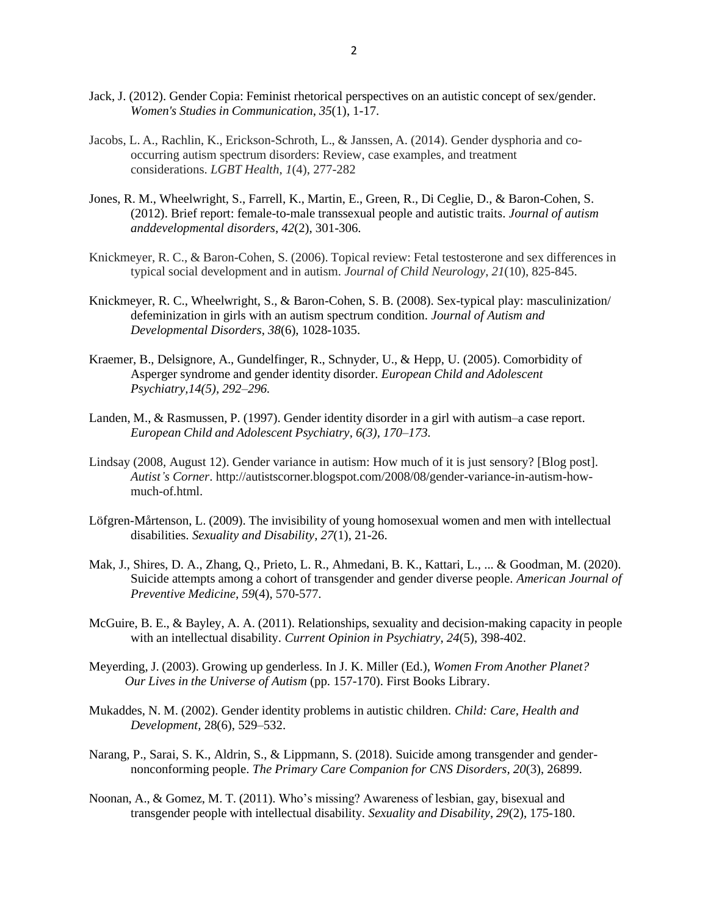Jack, J. (2012). Gender Copia: Feminist rhetorical perspectives on an autistic concept of sex/gender. *Women's Studies in Communication*, *35*(1), 1-17.

Jacobs, L. A., Rachlin, K., Erickson-Schroth, L., & Janssen, A. (2014). Gender dysphoria and co-occurring autism spectrum disorders: Review, case examples, and treatment considerations. *LGBT Health*, *1*(4), 277-282

Jones, R. M., Wheelwright, S., Farrell, K., Martin, E., Green, R., Di Ceglie, D., & Baron-Cohen, S. (2012). Brief report: female-to-male transsexual people and autistic traits. *Journal of autism anddevelopmental disorders*, *42*(2), 301-306.

Knickmeyer, R. C., & Baron-Cohen, S. (2006). Topical review: Fetal testosterone and sex differences in typical social development and in autism. *Journal of Child Neurology*, *21*(10), 825-845.

Knickmeyer, R. C., Wheelwright, S., & Baron-Cohen, S. B. (2008). Sex-typical play: masculinization/ defeminization in girls with an autism spectrum condition. *Journal of Autism and Developmental Disorders*, *38*(6), 1028-1035.

Kraemer, B., Delsignore, A., Gundelfinger, R., Schnyder, U., & Hepp, U. (2005). Comorbidity of Asperger syndrome and gender identity disorder. *European Child and Adolescent Psychiatry,14(5), 292–296.*

Landen, M., & Rasmussen, P. (1997). Gender identity disorder in a girl with autism–a case report. *European Child and Adolescent Psychiatry, 6(3), 170–173.*

Lindsay (2008, August 12). Gender variance in autism: How much of it is just sensory? [Blog post]. *Autist's Corner*. http://autistscorner.blogspot.com/2008/08/gender-variance-in-autism-how-much-of.html.

Löfgren-Mårtenson, L. (2009). The invisibility of young homosexual women and men with intellectual disabilities. *Sexuality and Disability*, *27*(1), 21-26.

Mak, J., Shires, D. A., Zhang, Q., Prieto, L. R., Ahmedani, B. K., Kattari, L., ... & Goodman, M. (2020). Suicide attempts among a cohort of transgender and gender diverse people. *American Journal of Preventive Medicine, 59*(4), 570-577.

McGuire, B. E., & Bayley, A. A. (2011). Relationships, sexuality and decision-making capacity in people with an intellectual disability. *Current Opinion in Psychiatry*, *24*(5), 398-402.

Meyerding, J. (2003). Growing up genderless. In J. K. Miller (Ed.), *Women From Another Planet? Our Lives in the Universe of Autism* (pp. 157-170). First Books Library.

Mukaddes, N. M. (2002). Gender identity problems in autistic children. *Child: Care, Health and Development*, 28(6), 529–532.

Narang, P., Sarai, S. K., Aldrin, S., & Lippmann, S. (2018). Suicide among transgender and gender-nonconforming people. *The Primary Care Companion for CNS Disorders, 20*(3), 26899.

Noonan, A., & Gomez, M. T. (2011). Who's missing? Awareness of lesbian, gay, bisexual and transgender people with intellectual disability. *Sexuality and Disability*, *29*(2), 175-180.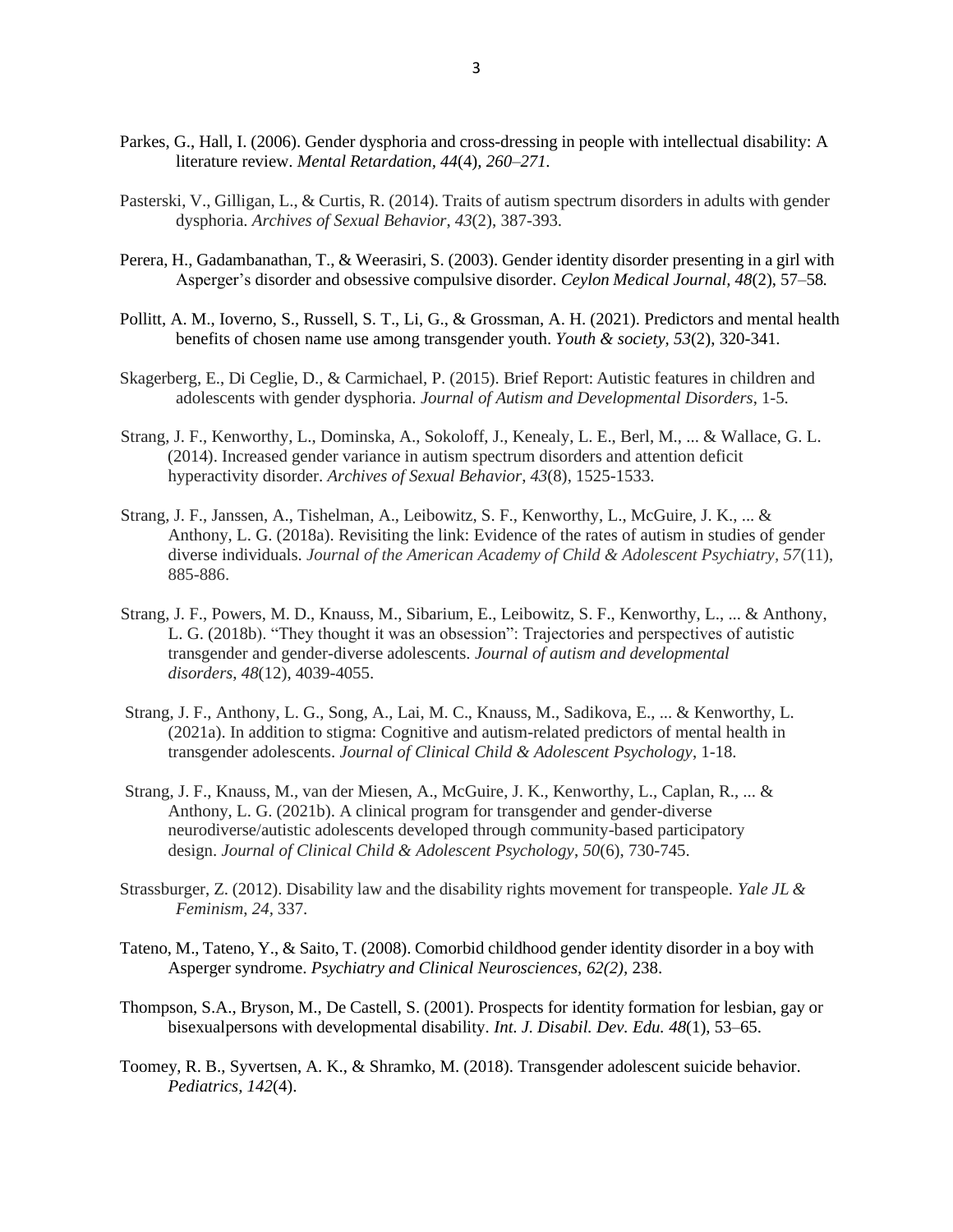Parkes, G., Hall, I. (2006). Gender dysphoria and cross-dressing in people with intellectual disability: A literature review. *Mental Retardation, 44*(4)*, 260–271.*

Pasterski, V., Gilligan, L., & Curtis, R. (2014). Traits of autism spectrum disorders in adults with gender dysphoria. *Archives of Sexual Behavior*, *43*(2), 387-393.

Perera, H., Gadambanathan, T., & Weerasiri, S. (2003). Gender identity disorder presenting in a girl with Asperger's disorder and obsessive compulsive disorder. *Ceylon Medical Journal, 48*(2), 57–58*.*

Pollitt, A. M., Ioverno, S., Russell, S. T., Li, G., & Grossman, A. H. (2021). Predictors and mental health benefits of chosen name use among transgender youth. *Youth & society*, *53*(2), 320-341.

Skagerberg, E., Di Ceglie, D., & Carmichael, P. (2015). Brief Report: Autistic features in children and adolescents with gender dysphoria. *Journal of Autism and Developmental Disorders*, 1-5.

Strang, J. F., Kenworthy, L., Dominska, A., Sokoloff, J., Kenealy, L. E., Berl, M., ... & Wallace, G. L. (2014). Increased gender variance in autism spectrum disorders and attention deficit hyperactivity disorder. *Archives of Sexual Behavior*, *43*(8), 1525-1533.

Strang, J. F., Janssen, A., Tishelman, A., Leibowitz, S. F., Kenworthy, L., McGuire, J. K., ... & Anthony, L. G. (2018a). Revisiting the link: Evidence of the rates of autism in studies of gender diverse individuals. *Journal of the American Academy of Child & Adolescent Psychiatry*, *57*(11), 885-886.

Strang, J. F., Powers, M. D., Knauss, M., Sibarium, E., Leibowitz, S. F., Kenworthy, L., ... & Anthony, L. G. (2018b). "They thought it was an obsession": Trajectories and perspectives of autistic transgender and gender-diverse adolescents. *Journal of autism and developmental disorders*, *48*(12), 4039-4055.

Strang, J. F., Anthony, L. G., Song, A., Lai, M. C., Knauss, M., Sadikova, E., ... & Kenworthy, L. (2021a). In addition to stigma: Cognitive and autism-related predictors of mental health in transgender adolescents. *Journal of Clinical Child & Adolescent Psychology*, 1-18.

Strang, J. F., Knauss, M., van der Miesen, A., McGuire, J. K., Kenworthy, L., Caplan, R., ... & Anthony, L. G. (2021b). A clinical program for transgender and gender-diverse neurodiverse/autistic adolescents developed through community-based participatory design. *Journal of Clinical Child & Adolescent Psychology*, *50*(6), 730-745.

Strassburger, Z. (2012). Disability law and the disability rights movement for transpeople. *Yale JL & Feminism*, *24*, 337.

Tateno, M., Tateno, Y., & Saito, T. (2008). Comorbid childhood gender identity disorder in a boy with Asperger syndrome. *Psychiatry and Clinical Neurosciences, 62(2),* 238.

Thompson, S.A., Bryson, M., De Castell, S. (2001). Prospects for identity formation for lesbian, gay or bisexualpersons with developmental disability. *Int. J. Disabil. Dev. Edu. 48*(1)*,* 53–65.

Toomey, R. B., Syvertsen, A. K., & Shramko, M. (2018). Transgender adolescent suicide behavior. *Pediatrics*, *142*(4).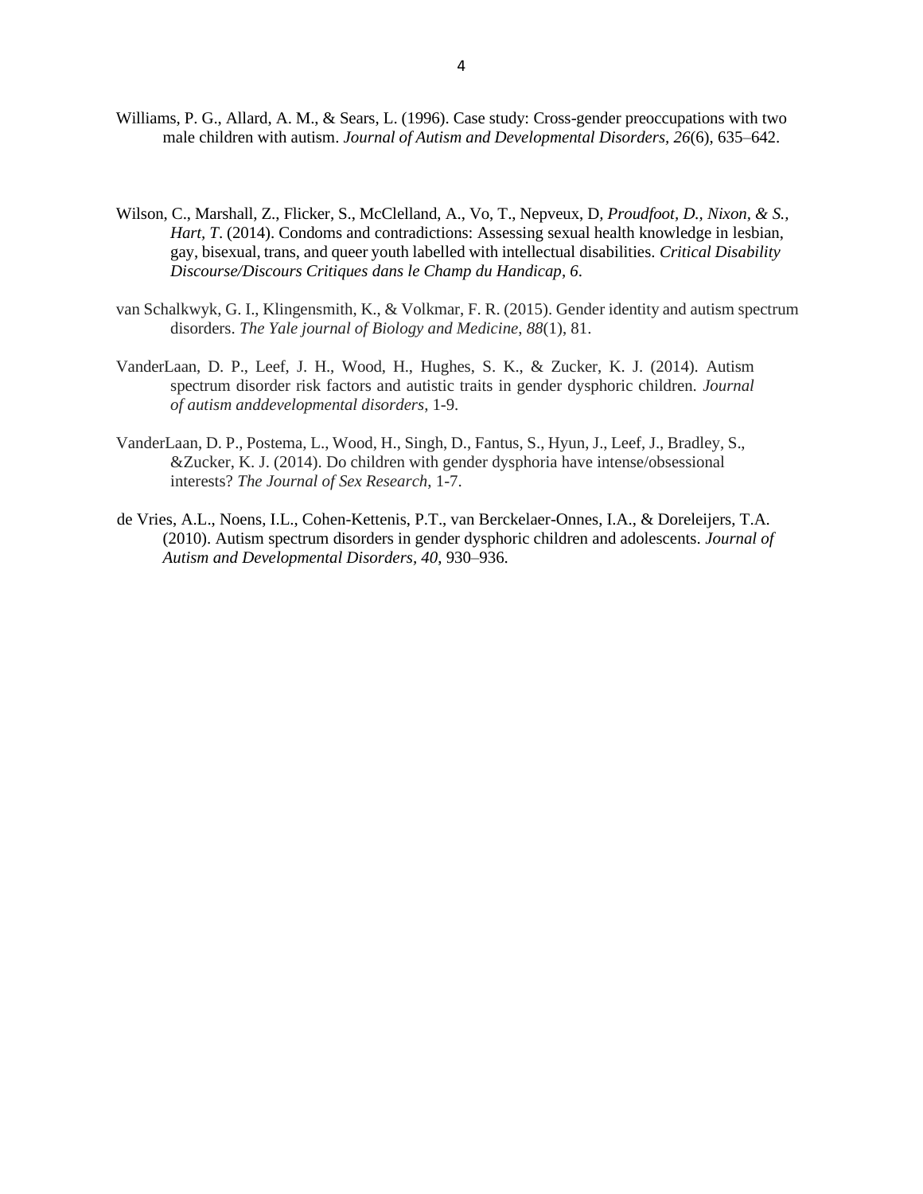Williams, P. G., Allard, A. M., & Sears, L. (1996). Case study: Cross-gender preoccupations with two male children with autism. *Journal of Autism and Developmental Disorders*, *26*(6), 635–642.

Wilson, C., Marshall, Z., Flicker, S., McClelland, A., Vo, T., Nepveux, D, *Proudfoot, D., Nixon, & S., Hart, T*. (2014). Condoms and contradictions: Assessing sexual health knowledge in lesbian, gay, bisexual, trans, and queer youth labelled with intellectual disabilities. *Critical Disability Discourse/Discours Critiques dans le Champ du Handicap*, *6*.

van Schalkwyk, G. I., Klingensmith, K., & Volkmar, F. R. (2015). Gender identity and autism spectrum disorders. *The Yale journal of Biology and Medicine*, *88*(1), 81.

VanderLaan, D. P., Leef, J. H., Wood, H., Hughes, S. K., & Zucker, K. J. (2014). Autism spectrum disorder risk factors and autistic traits in gender dysphoric children. *Journal of autism anddevelopmental disorders*, 1-9.

VanderLaan, D. P., Postema, L., Wood, H., Singh, D., Fantus, S., Hyun, J., Leef, J., Bradley, S., &Zucker, K. J. (2014). Do children with gender dysphoria have intense/obsessional interests? *The Journal of Sex Research*, 1-7.

de Vries, A.L., Noens, I.L., Cohen-Kettenis, P.T., van Berckelaer-Onnes, I.A., & Doreleijers, T.A. (2010). Autism spectrum disorders in gender dysphoric children and adolescents. *Journal of Autism and Developmental Disorders, 40,* 930–936.